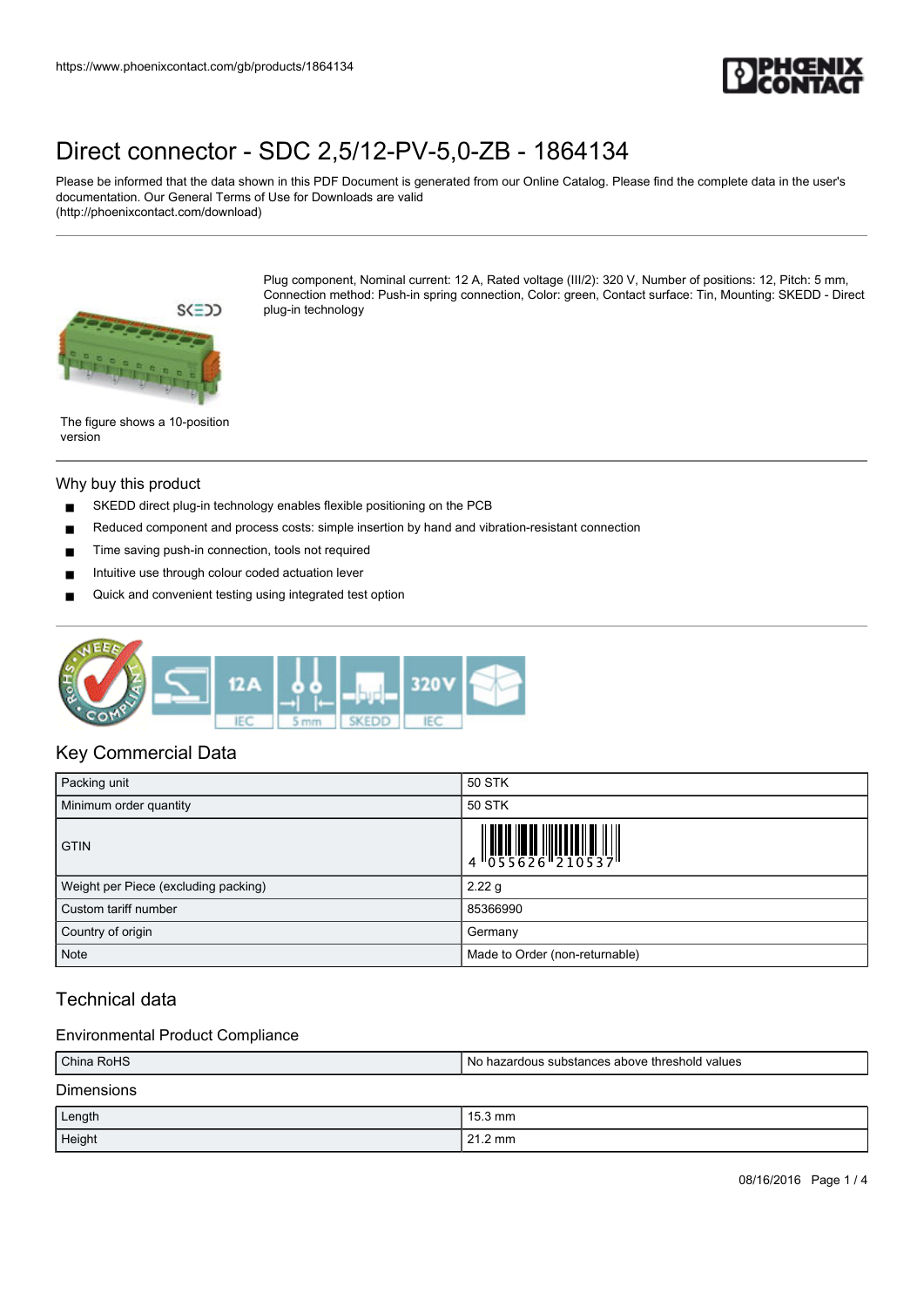https://www.phoenixcontact.com/gb/products/1864134

# Direct connector - SDC 2,5/12-PV-5,0-ZB - 1864134

Please be informed that the data shown in this PDF Document is generated from our Online Catalog. Please find the complete data in the user's documentation. Our General Terms of Use for Downloads are valid (http://phoenixcontact.com/download)

The figure shows a 10-position version

Plug component, Nominal current: 12 A, Rated voltage (III/2): 320 V, Number of positions: 12, Pitch: 5 mm, Connection method: Push-in spring connection, Color: green, Contact surface: Tin, Mounting: SKEDD - Direct plug-in technology

## Why buy this product

- SKEDD direct plug-in technology enables flexible positioning on the PCB
- Reduced component and process costs: simple insertion by hand and vibration-resistant connection
- Time saving push-in connection, tools not required
- Intuitive use through colour coded actuation lever
- Quick and convenient testing using integrated test option

## Key Commercial Data

| | |
|---|---|
| Packing unit | 50 STK |
| Minimum order quantity | 50 STK |
| GTIN | 4 055626 210537 |
| Weight per Piece (excluding packing) | 2.22 g |
| Custom tariff number | 85366990 |
| Country of origin | Germany |
| Note | Made to Order (non-returnable) |

## Technical data

### Environmental Product Compliance

| | |
|---|---|
| China RoHS | No hazardous substances above threshold values |

### Dimensions

| | |
|---|---|
| Length | 15.3 mm |
| Height | 21.2 mm |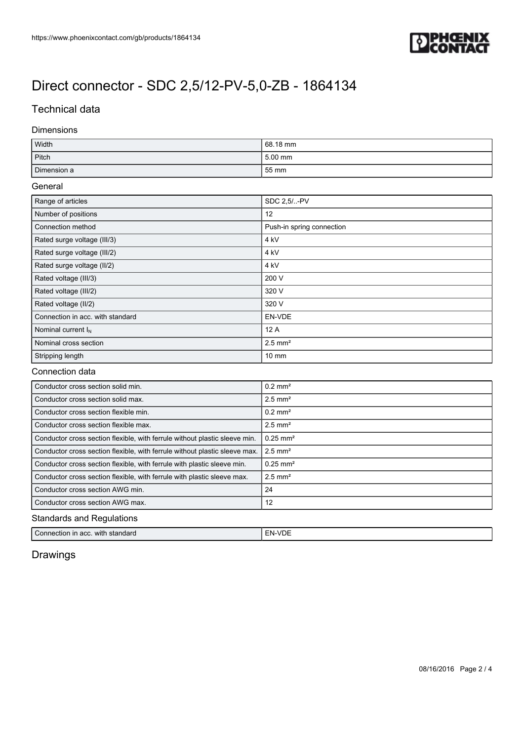# Direct connector - SDC 2,5/12-PV-5,0-ZB - 1864134

## Technical data

### Dimensions

| | |
|---|---|
| Width | 68.18 mm |
| Pitch | 5.00 mm |
| Dimension a | 55 mm |

### General

| | |
|---|---|
| Range of articles | SDC 2,5/..-PV |
| Number of positions | 12 |
| Connection method | Push-in spring connection |
| Rated surge voltage (III/3) | 4 kV |
| Rated surge voltage (III/2) | 4 kV |
| Rated surge voltage (II/2) | 4 kV |
| Rated voltage (III/3) | 200 V |
| Rated voltage (III/2) | 320 V |
| Rated voltage (II/2) | 320 V |
| Connection in acc. with standard | EN-VDE |
| Nominal current $I_N$ | 12 A |
| Nominal cross section | 2.5 mm² |
| Stripping length | 10 mm |

### Connection data

| | |
|---|---|
| Conductor cross section solid min. | 0.2 mm² |
| Conductor cross section solid max. | 2.5 mm² |
| Conductor cross section flexible min. | 0.2 mm² |
| Conductor cross section flexible max. | 2.5 mm² |
| Conductor cross section flexible, with ferrule without plastic sleeve min. | 0.25 mm² |
| Conductor cross section flexible, with ferrule without plastic sleeve max. | 2.5 mm² |
| Conductor cross section flexible, with ferrule with plastic sleeve min. | 0.25 mm² |
| Conductor cross section flexible, with ferrule with plastic sleeve max. | 2.5 mm² |
| Conductor cross section AWG min. | 24 |
| Conductor cross section AWG max. | 12 |

### Standards and Regulations

| | |
|---|---|
| Connection in acc. with standard | EN-VDE |

## Drawings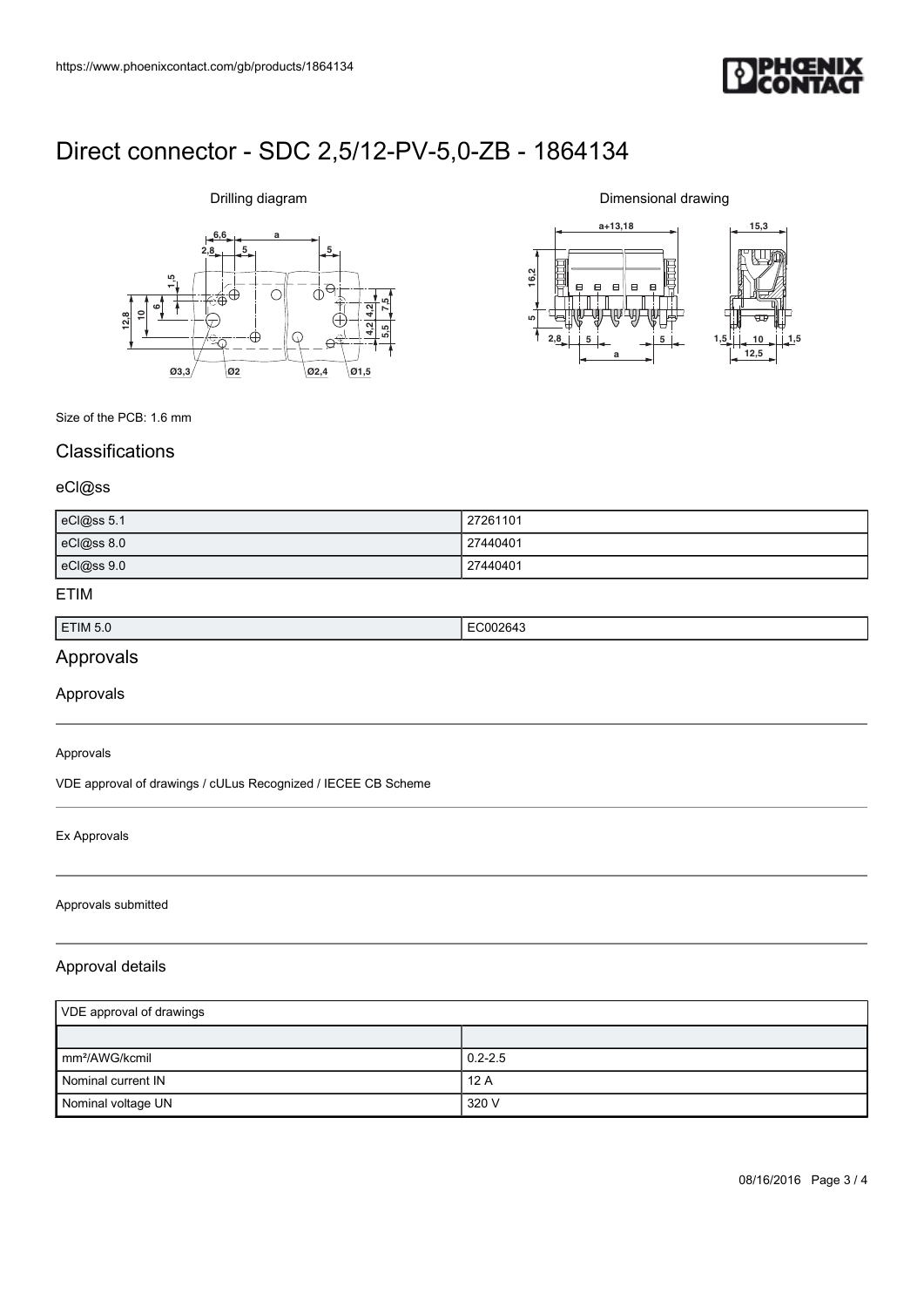# Direct connector - SDC 2,5/12-PV-5,0-ZB - 1864134

Drilling diagram

Dimensional drawing

Size of the PCB: 1.6 mm

## Classifications

### eCl@ss

| eCl@ss 5.1 | 27261101 |
| --- | --- |
| eCl@ss 8.0 | 27440401 |
| eCl@ss 9.0 | 27440401 |

### ETIM

| ETIM 5.0 | EC002643 |
| --- | --- |

## Approvals

### Approvals

Approvals

VDE approval of drawings / cULus Recognized / IECEE CB Scheme

Ex Approvals

Approvals submitted

### Approval details

| VDE approval of drawings | |
| --- | --- |
| | |
| mm²/AWG/kcmil | 0.2-2.5 |
| Nominal current IN | 12 A |
| Nominal voltage UN | 320 V |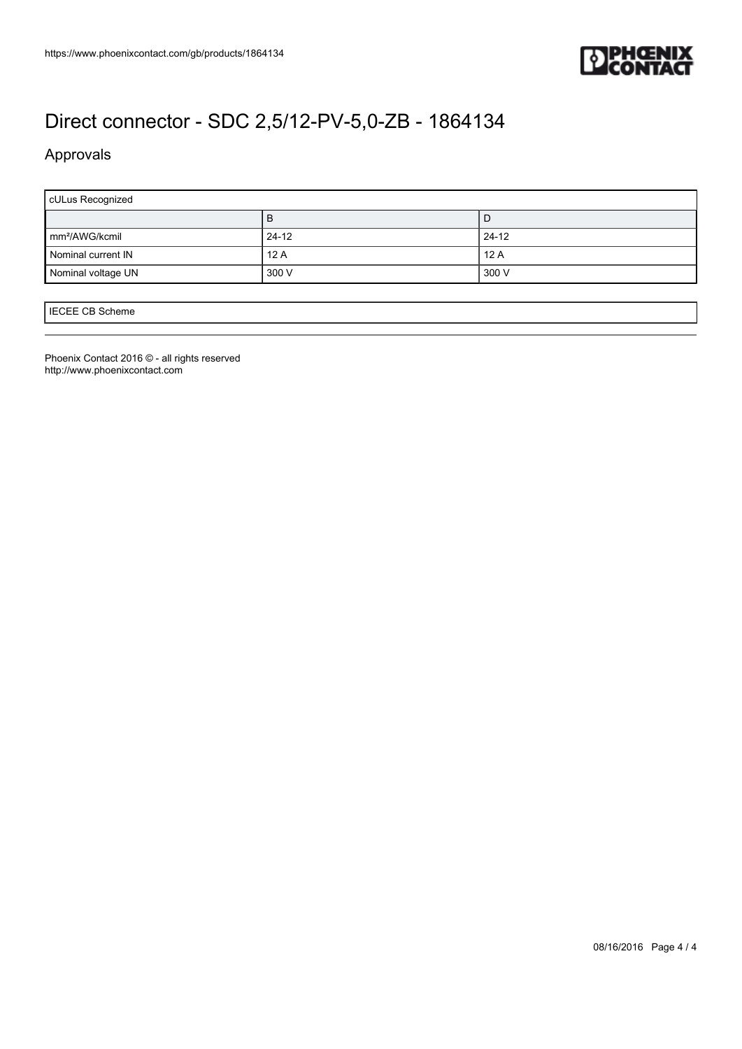# Direct connector - SDC 2,5/12-PV-5,0-ZB - 1864134

## Approvals

| cULus Recognized | | |
|---|---|---|
| | B | D |
| mm²/AWG/kcmil | 24-12 | 24-12 |
| Nominal current IN | 12 A | 12 A |
| Nominal voltage UN | 300 V | 300 V |

IECEE CB Scheme

Phoenix Contact 2016 © - all rights reserved
http://www.phoenixcontact.com